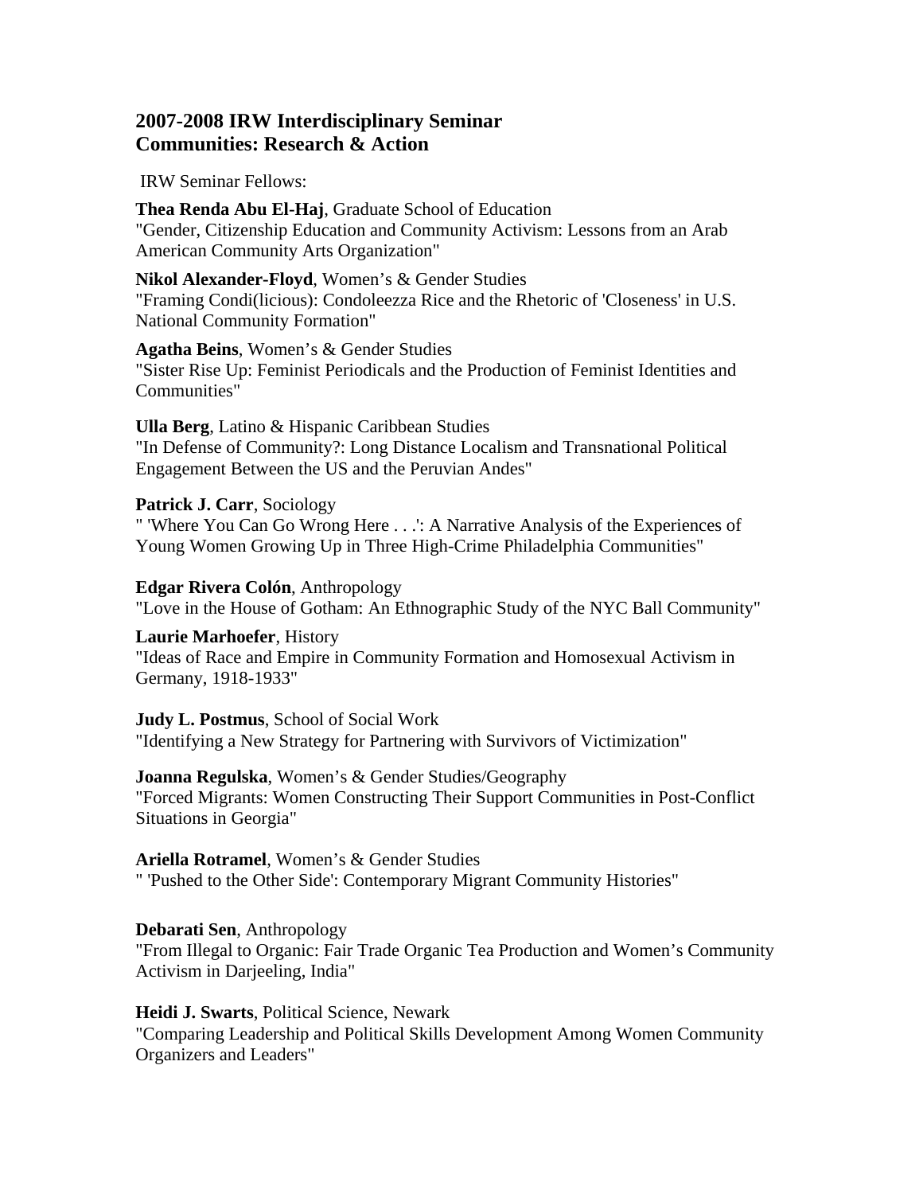## 2007-2008 IRW Interdisciplinary Seminar
## Communities: Research & Action

IRW Seminar Fellows:

**Thea Renda Abu El-Haj**, Graduate School of Education
"Gender, Citizenship Education and Community Activism: Lessons from an Arab American Community Arts Organization"

**Nikol Alexander-Floyd**, Women's & Gender Studies
"Framing Condi(licious): Condoleezza Rice and the Rhetoric of 'Closeness' in U.S. National Community Formation"

**Agatha Beins**, Women's & Gender Studies
"Sister Rise Up: Feminist Periodicals and the Production of Feminist Identities and Communities"

**Ulla Berg**, Latino & Hispanic Caribbean Studies
"In Defense of Community?: Long Distance Localism and Transnational Political Engagement Between the US and the Peruvian Andes"

**Patrick J. Carr**, Sociology
" 'Where You Can Go Wrong Here . . .': A Narrative Analysis of the Experiences of Young Women Growing Up in Three High-Crime Philadelphia Communities"

**Edgar Rivera Colón**, Anthropology
"Love in the House of Gotham: An Ethnographic Study of the NYC Ball Community"

**Laurie Marhoefer**, History
"Ideas of Race and Empire in Community Formation and Homosexual Activism in Germany, 1918-1933"

**Judy L. Postmus**, School of Social Work
"Identifying a New Strategy for Partnering with Survivors of Victimization"

**Joanna Regulska**, Women's & Gender Studies/Geography
"Forced Migrants: Women Constructing Their Support Communities in Post-Conflict Situations in Georgia"

**Ariella Rotramel**, Women's & Gender Studies
" 'Pushed to the Other Side': Contemporary Migrant Community Histories"

**Debarati Sen**, Anthropology
"From Illegal to Organic: Fair Trade Organic Tea Production and Women's Community Activism in Darjeeling, India"

**Heidi J. Swarts**, Political Science, Newark
"Comparing Leadership and Political Skills Development Among Women Community Organizers and Leaders"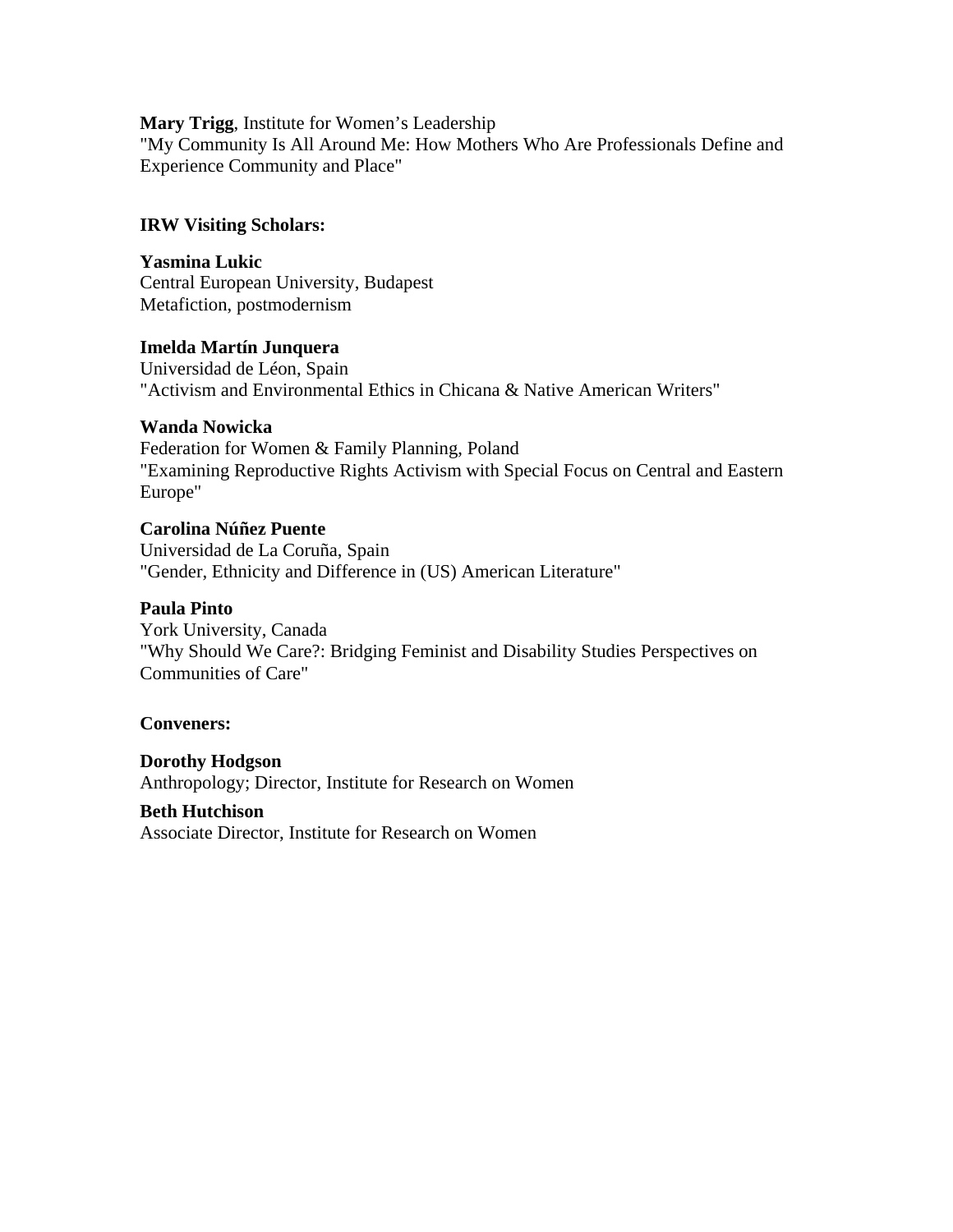**Mary Trigg**, Institute for Women's Leadership
"My Community Is All Around Me: How Mothers Who Are Professionals Define and Experience Community and Place"

**IRW Visiting Scholars:**

**Yasmina Lukic**
Central European University, Budapest
Metafiction, postmodernism

**Imelda Martín Junquera**
Universidad de Léon, Spain
"Activism and Environmental Ethics in Chicana & Native American Writers"

**Wanda Nowicka**
Federation for Women & Family Planning, Poland
"Examining Reproductive Rights Activism with Special Focus on Central and Eastern Europe"

**Carolina Núñez Puente**
Universidad de La Coruña, Spain
"Gender, Ethnicity and Difference in (US) American Literature"

**Paula Pinto**
York University, Canada
"Why Should We Care?: Bridging Feminist and Disability Studies Perspectives on Communities of Care"

**Conveners:**

**Dorothy Hodgson**
Anthropology; Director, Institute for Research on Women

**Beth Hutchison**
Associate Director, Institute for Research on Women